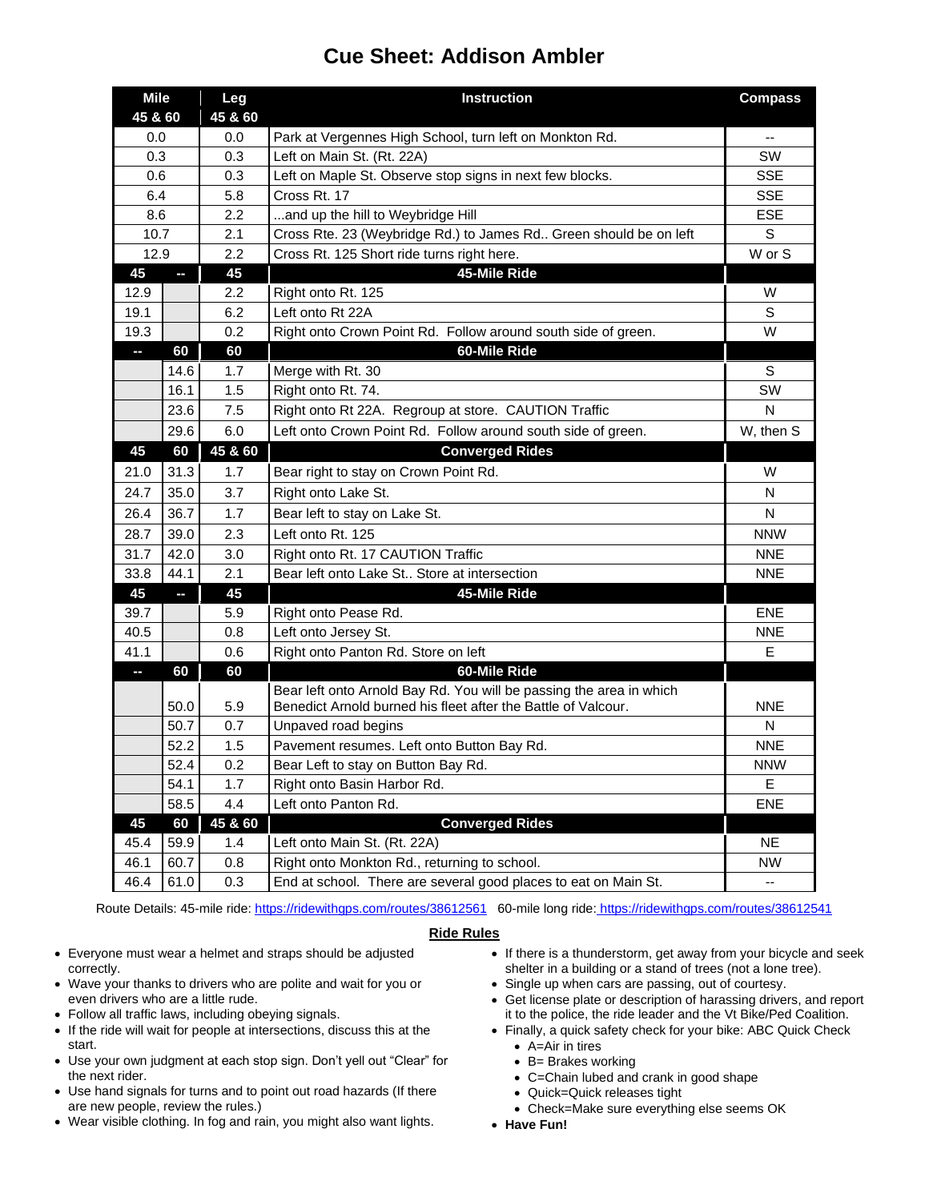# Cue Sheet: Addison Ambler

| Mile 45 & 60 | | Leg 45 & 60 | Instruction | Compass |
|---|---|---|---|---|
| 0.0 | | 0.0 | Park at Vergennes High School, turn left on Monkton Rd. | -- |
| 0.3 | | 0.3 | Left on Main St. (Rt. 22A) | SW |
| 0.6 | | 0.3 | Left on Maple St. Observe stop signs in next few blocks. | SSE |
| 6.4 | | 5.8 | Cross Rt. 17 | SSE |
| 8.6 | | 2.2 | ...and up the hill to Weybridge Hill | ESE |
| 10.7 | | 2.1 | Cross Rte. 23 (Weybridge Rd.) to James Rd.. Green should be on left | S |
| 12.9 | | 2.2 | Cross Rt. 125 Short ride turns right here. | W or S |
| **45** | **--** | **45** | **45-Mile Ride** | |
| 12.9 | | 2.2 | Right onto Rt. 125 | W |
| 19.1 | | 6.2 | Left onto Rt 22A | S |
| 19.3 | | 0.2 | Right onto Crown Point Rd. Follow around south side of green. | W |
| **--** | **60** | **60** | **60-Mile Ride** | |
| | 14.6 | 1.7 | Merge with Rt. 30 | S |
| | 16.1 | 1.5 | Right onto Rt. 74. | SW |
| | 23.6 | 7.5 | Right onto Rt 22A. Regroup at store. CAUTION Traffic | N |
| | 29.6 | 6.0 | Left onto Crown Point Rd. Follow around south side of green. | W, then S |
| **45** | **60** | **45 & 60** | **Converged Rides** | |
| 21.0 | 31.3 | 1.7 | Bear right to stay on Crown Point Rd. | W |
| 24.7 | 35.0 | 3.7 | Right onto Lake St. | N |
| 26.4 | 36.7 | 1.7 | Bear left to stay on Lake St. | N |
| 28.7 | 39.0 | 2.3 | Left onto Rt. 125 | NNW |
| 31.7 | 42.0 | 3.0 | Right onto Rt. 17 CAUTION Traffic | NNE |
| 33.8 | 44.1 | 2.1 | Bear left onto Lake St.. Store at intersection | NNE |
| **45** | **--** | **45** | **45-Mile Ride** | |
| 39.7 | | 5.9 | Right onto Pease Rd. | ENE |
| 40.5 | | 0.8 | Left onto Jersey St. | NNE |
| 41.1 | | 0.6 | Right onto Panton Rd. Store on left | E |
| **--** | **60** | **60** | **60-Mile Ride** | |
| | 50.0 | 5.9 | Bear left onto Arnold Bay Rd. You will be passing the area in which Benedict Arnold burned his fleet after the Battle of Valcour. | NNE |
| | 50.7 | 0.7 | Unpaved road begins | N |
| | 52.2 | 1.5 | Pavement resumes. Left onto Button Bay Rd. | NNE |
| | 52.4 | 0.2 | Bear Left to stay on Button Bay Rd. | NNW |
| | 54.1 | 1.7 | Right onto Basin Harbor Rd. | E |
| | 58.5 | 4.4 | Left onto Panton Rd. | ENE |
| **45** | **60** | **45 & 60** | **Converged Rides** | |
| 45.4 | 59.9 | 1.4 | Left onto Main St. (Rt. 22A) | NE |
| 46.1 | 60.7 | 0.8 | Right onto Monkton Rd., returning to school. | NW |
| 46.4 | 61.0 | 0.3 | End at school. There are several good places to eat on Main St. | -- |

Route Details: 45-mile ride: https://ridewithgps.com/routes/38612561 60-mile long ride: https://ridewithgps.com/routes/38612541

## Ride Rules

- Everyone must wear a helmet and straps should be adjusted correctly.
- Wave your thanks to drivers who are polite and wait for you or even drivers who are a little rude.
- Follow all traffic laws, including obeying signals.
- If the ride will wait for people at intersections, discuss this at the start.
- Use your own judgment at each stop sign. Don't yell out "Clear" for the next rider.
- Use hand signals for turns and to point out road hazards (If there are new people, review the rules.)
- Wear visible clothing. In fog and rain, you might also want lights.
- If there is a thunderstorm, get away from your bicycle and seek shelter in a building or a stand of trees (not a lone tree).
- Single up when cars are passing, out of courtesy.
- Get license plate or description of harassing drivers, and report it to the police, the ride leader and the Vt Bike/Ped Coalition.
- Finally, a quick safety check for your bike: ABC Quick Check
  - A=Air in tires
  - B= Brakes working
  - C=Chain lubed and crank in good shape
  - Quick=Quick releases tight
  - Check=Make sure everything else seems OK
- **Have Fun!**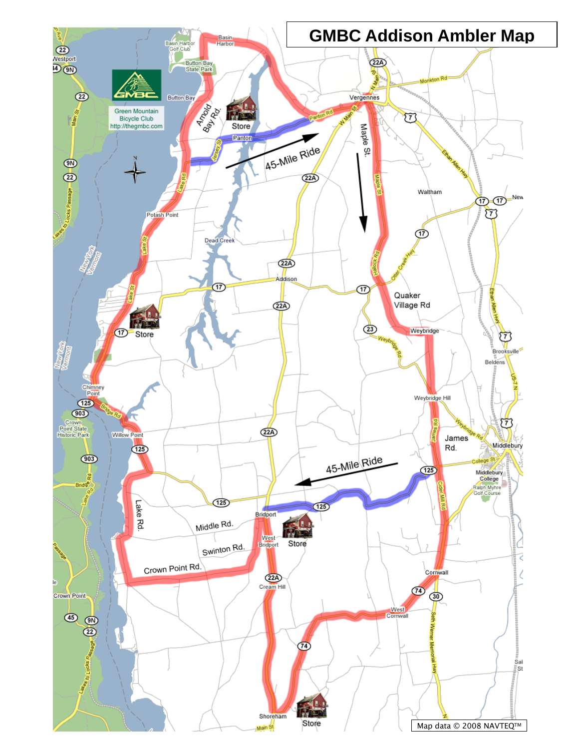# GMBC Addison Ambler Map

Green Mountain Bicycle Club
http://thegmbc.com

45-Mile Ride

45-Mile Ride

Map data © 2008 NAVTEQ™